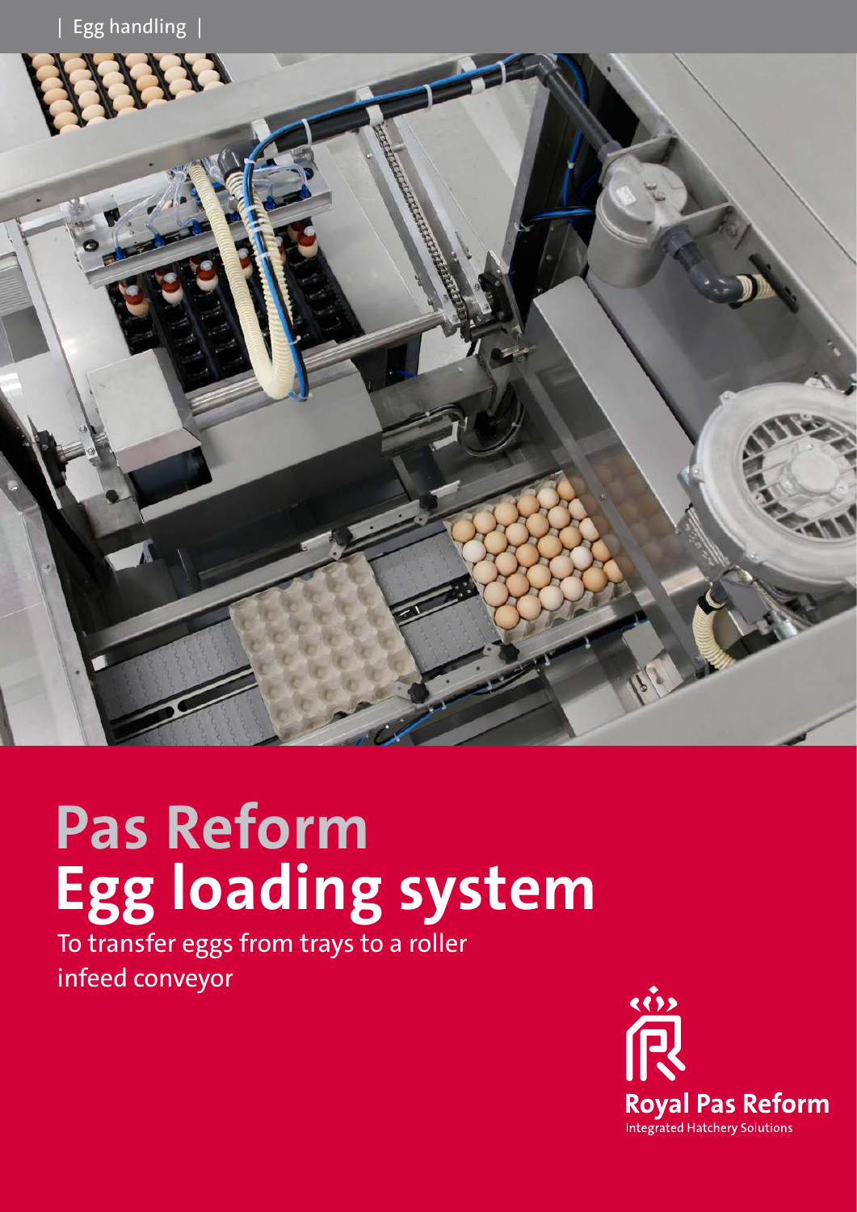| Egg handling |

# Pas Reform
# Egg loading system

To transfer eggs from trays to a roller infeed conveyor

Royal Pas Reform
Integrated Hatchery Solutions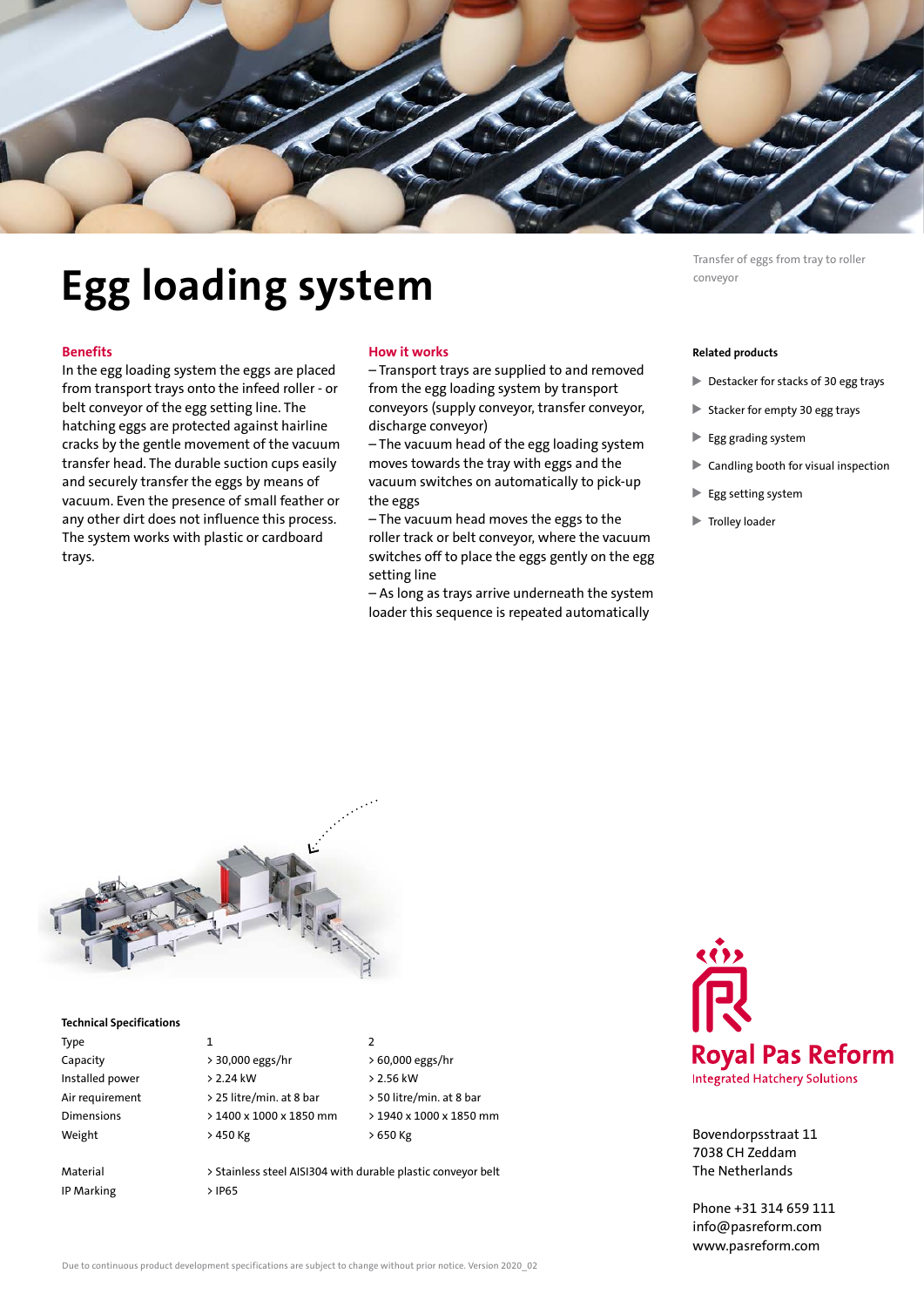# Egg loading system

Transfer of eggs from tray to roller conveyor

## Benefits

In the egg loading system the eggs are placed from transport trays onto the infeed roller - or belt conveyor of the egg setting line. The hatching eggs are protected against hairline cracks by the gentle movement of the vacuum transfer head. The durable suction cups easily and securely transfer the eggs by means of vacuum. Even the presence of small feather or any other dirt does not influence this process. The system works with plastic or cardboard trays.

## How it works

– Transport trays are supplied to and removed from the egg loading system by transport conveyors (supply conveyor, transfer conveyor, discharge conveyor)
– The vacuum head of the egg loading system moves towards the tray with eggs and the vacuum switches on automatically to pick-up the eggs
– The vacuum head moves the eggs to the roller track or belt conveyor, where the vacuum switches off to place the eggs gently on the egg setting line
– As long as trays arrive underneath the system loader this sequence is repeated automatically

### Related products

- Destacker for stacks of 30 egg trays
- Stacker for empty 30 egg trays
- Egg grading system
- Candling booth for visual inspection
- Egg setting system
- Trolley loader

### Technical Specifications

| | | |
|---|---|---|
| Type | 1 | 2 |
| Capacity | > 30,000 eggs/hr | > 60,000 eggs/hr |
| Installed power | > 2.24 kW | > 2.56 kW |
| Air requirement | > 25 litre/min. at 8 bar | > 50 litre/min. at 8 bar |
| Dimensions | > 1400 x 1000 x 1850 mm | > 1940 x 1000 x 1850 mm |
| Weight | > 450 Kg | > 650 Kg |
| | | |
| Material | > Stainless steel AISI304 with durable plastic conveyor belt | |
| IP Marking | > IP65 | |

Royal Pas Reform
Integrated Hatchery Solutions

Bovendorpsstraat 11
7038 CH Zeddam
The Netherlands

Phone +31 314 659 111
info@pasreform.com
www.pasreform.com

Due to continuous product development specifications are subject to change without prior notice. Version 2020_02